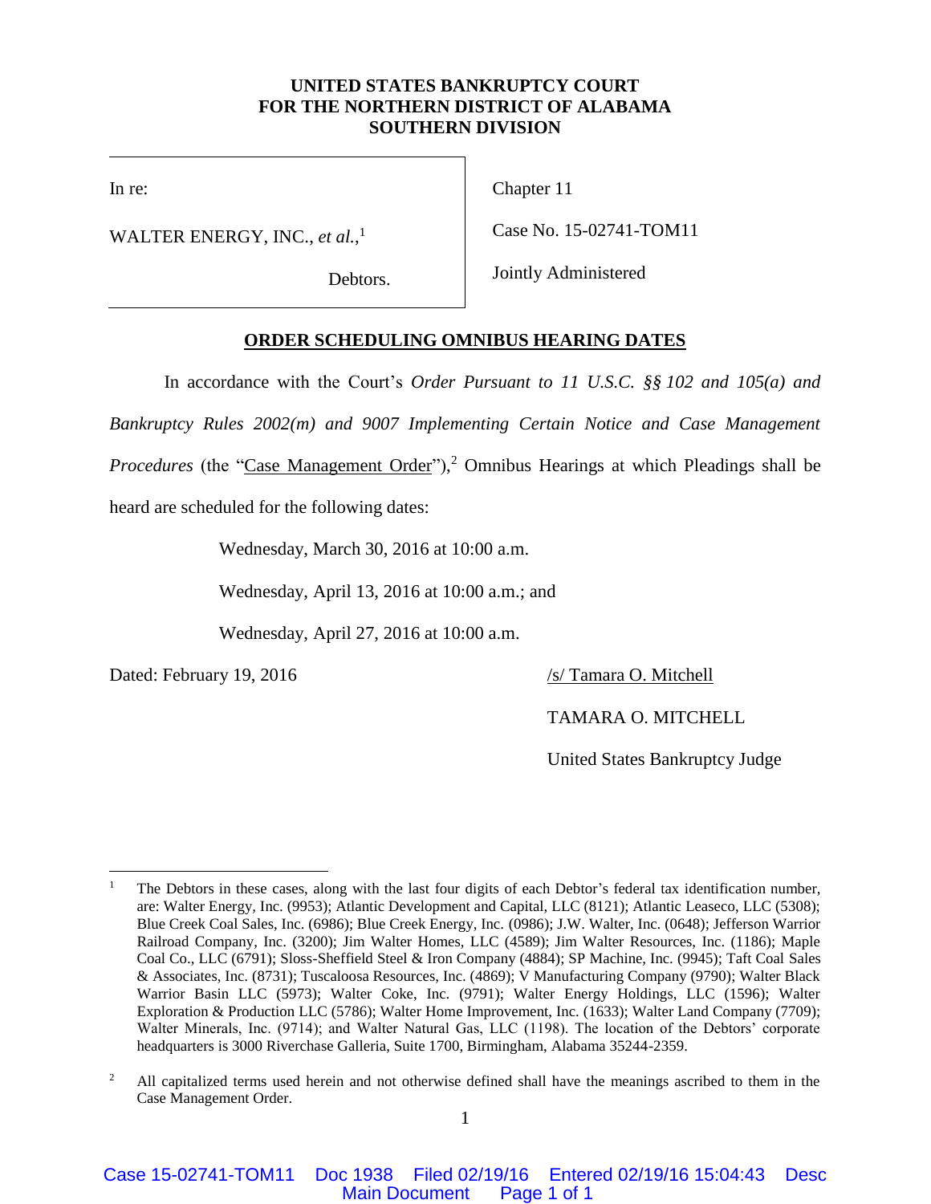**UNITED STATES BANKRUPTCY COURT**
**FOR THE NORTHERN DISTRICT OF ALABAMA**
**SOUTHERN DIVISION**

| | |
|---|---|
| In re:<br><br>WALTER ENERGY, INC., *et al.*,[1]<br><br>Debtors. | Chapter 11<br><br>Case No. 15-02741-TOM11<br><br>Jointly Administered |

**ORDER SCHEDULING OMNIBUS HEARING DATES**

In accordance with the Court's *Order Pursuant to 11 U.S.C. §§ 102 and 105(a) and Bankruptcy Rules 2002(m) and 9007 Implementing Certain Notice and Case Management Procedures* (the "Case Management Order"),[2] Omnibus Hearings at which Pleadings shall be heard are scheduled for the following dates:

Wednesday, March 30, 2016 at 10:00 a.m.

Wednesday, April 13, 2016 at 10:00 a.m.; and

Wednesday, April 27, 2016 at 10:00 a.m.

Dated: February 19, 2016

/s/ Tamara O. Mitchell

TAMARA O. MITCHELL

United States Bankruptcy Judge

---

[1] The Debtors in these cases, along with the last four digits of each Debtor's federal tax identification number, are: Walter Energy, Inc. (9953); Atlantic Development and Capital, LLC (8121); Atlantic Leaseco, LLC (5308); Blue Creek Coal Sales, Inc. (6986); Blue Creek Energy, Inc. (0986); J.W. Walter, Inc. (0648); Jefferson Warrior Railroad Company, Inc. (3200); Jim Walter Homes, LLC (4589); Jim Walter Resources, Inc. (1186); Maple Coal Co., LLC (6791); Sloss-Sheffield Steel & Iron Company (4884); SP Machine, Inc. (9945); Taft Coal Sales & Associates, Inc. (8731); Tuscaloosa Resources, Inc. (4869); V Manufacturing Company (9790); Walter Black Warrior Basin LLC (5973); Walter Coke, Inc. (9791); Walter Energy Holdings, LLC (1596); Walter Exploration & Production LLC (5786); Walter Home Improvement, Inc. (1633); Walter Land Company (7709); Walter Minerals, Inc. (9714); and Walter Natural Gas, LLC (1198). The location of the Debtors' corporate headquarters is 3000 Riverchase Galleria, Suite 1700, Birmingham, Alabama 35244-2359.

[2] All capitalized terms used herein and not otherwise defined shall have the meanings ascribed to them in the Case Management Order.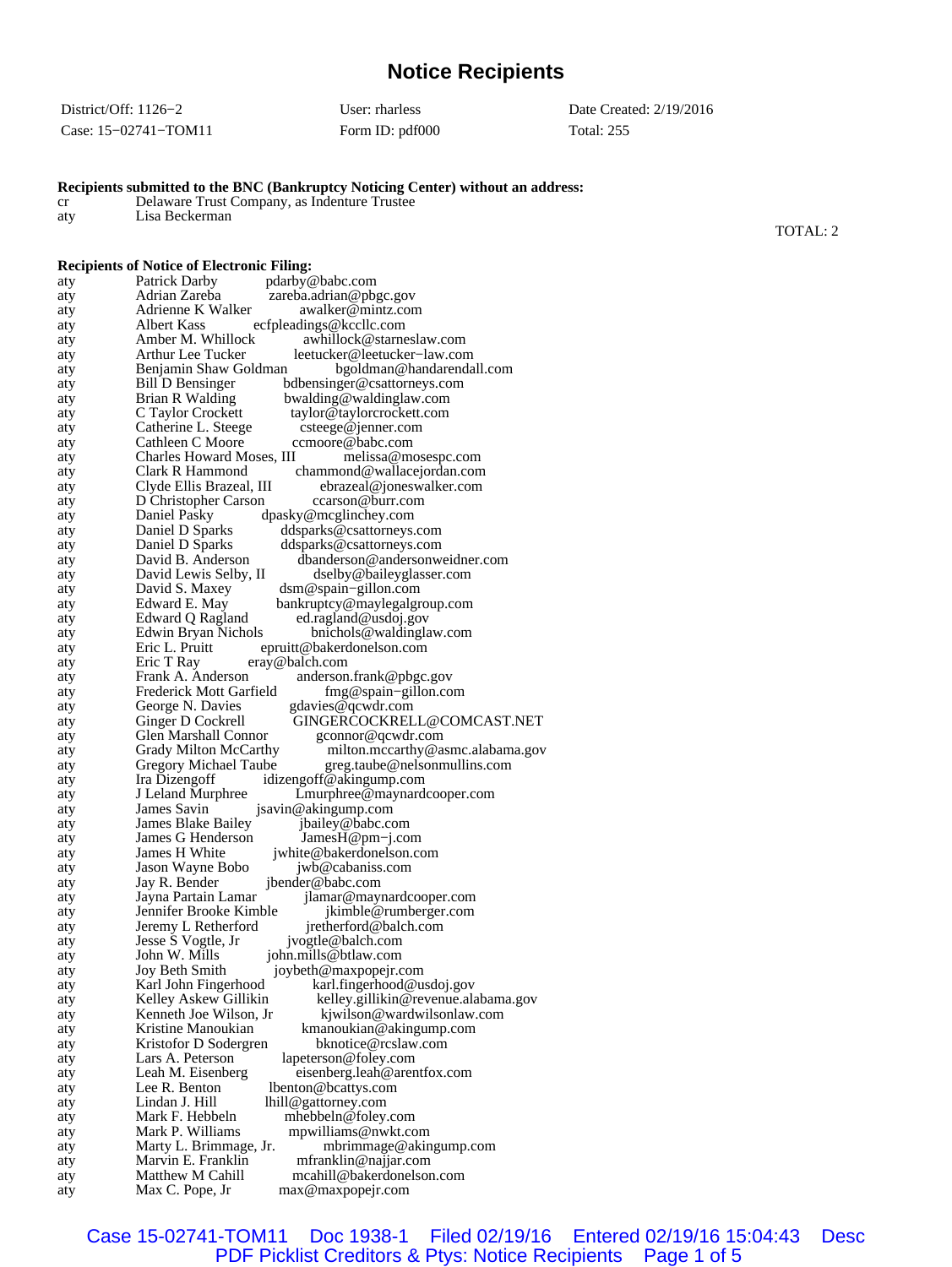# Notice Recipients

| District/Off: 1126−2 | User: rharless | Date Created: 2/19/2016 |
|---|---|---|
| Case: 15−02741−TOM11 | Form ID: pdf000 | Total: 255 |

**Recipients submitted to the BNC (Bankruptcy Noticing Center) without an address:**

| | |
|---|---|
| cr | Delaware Trust Company, as Indenture Trustee |
| aty | Lisa Beckerman |

TOTAL: 2

**Recipients of Notice of Electronic Filing:**

| | | |
|---|---|---|
| aty | Patrick Darby | pdarby@babc.com |
| aty | Adrian Zareba | zareba.adrian@pbgc.gov |
| aty | Adrienne K Walker | awalker@mintz.com |
| aty | Albert Kass | ecfpleadings@kccllc.com |
| aty | Amber M. Whillock | awhillock@starneslaw.com |
| aty | Arthur Lee Tucker | leetucker@leetucker−law.com |
| aty | Benjamin Shaw Goldman | bgoldman@handarendall.com |
| aty | Bill D Bensinger | bdbensinger@csattorneys.com |
| aty | Brian R Walding | bwalding@waldinglaw.com |
| aty | C Taylor Crockett | taylor@taylorcrockett.com |
| aty | Catherine L. Steege | csteege@jenner.com |
| aty | Cathleen C Moore | ccmoore@babc.com |
| aty | Charles Howard Moses, III | melissa@mosespc.com |
| aty | Clark R Hammond | chammond@wallacejordan.com |
| aty | Clyde Ellis Brazeal, III | ebrazeal@joneswalker.com |
| aty | D Christopher Carson | ccarson@burr.com |
| aty | Daniel Pasky | dpasky@mcglinchey.com |
| aty | Daniel D Sparks | ddsparks@csattorneys.com |
| aty | Daniel D Sparks | ddsparks@csattorneys.com |
| aty | David B. Anderson | dbanderson@andersonweidner.com |
| aty | David Lewis Selby, II | dselby@baileyglasser.com |
| aty | David S. Maxey | dsm@spain−gillon.com |
| aty | Edward E. May | bankruptcy@maylegalgroup.com |
| aty | Edward Q Ragland | ed.ragland@usdoj.gov |
| aty | Edwin Bryan Nichols | bnichols@waldinglaw.com |
| aty | Eric L. Pruitt | epruitt@bakerdonelson.com |
| aty | Eric T Ray | eray@balch.com |
| aty | Frank A. Anderson | anderson.frank@pbgc.gov |
| aty | Frederick Mott Garfield | fmg@spain−gillon.com |
| aty | George N. Davies | gdavies@qcwdr.com |
| aty | Ginger D Cockrell | GINGERCOCKRELL@COMCAST.NET |
| aty | Glen Marshall Connor | gconnor@qcwdr.com |
| aty | Grady Milton McCarthy | milton.mccarthy@asmc.alabama.gov |
| aty | Gregory Michael Taube | greg.taube@nelsonmullins.com |
| aty | Ira Dizengoff | idizengoff@akingump.com |
| aty | J Leland Murphree | Lmurphree@maynardcooper.com |
| aty | James Savin | jsavin@akingump.com |
| aty | James Blake Bailey | jbailey@babc.com |
| aty | James G Henderson | JamesH@pm−j.com |
| aty | James H White | jwhite@bakerdonelson.com |
| aty | Jason Wayne Bobo | jwb@cabaniss.com |
| aty | Jay R. Bender | jbender@babc.com |
| aty | Jayna Partain Lamar | jlamar@maynardcooper.com |
| aty | Jennifer Brooke Kimble | jkimble@rumberger.com |
| aty | Jeremy L Retherford | jretherford@balch.com |
| aty | Jesse S Vogtle, Jr | jvogtle@balch.com |
| aty | John W. Mills | john.mills@btlaw.com |
| aty | Joy Beth Smith | joybeth@maxpopejr.com |
| aty | Karl John Fingerhood | karl.fingerhood@usdoj.gov |
| aty | Kelley Askew Gillikin | kelley.gillikin@revenue.alabama.gov |
| aty | Kenneth Joe Wilson, Jr | kjwilson@wardwilsonlaw.com |
| aty | Kristine Manoukian | kmanoukian@akingump.com |
| aty | Kristofor D Sodergren | bknotice@rcslaw.com |
| aty | Lars A. Peterson | lapeterson@foley.com |
| aty | Leah M. Eisenberg | eisenberg.leah@arentfox.com |
| aty | Lee R. Benton | lbenton@bcattys.com |
| aty | Lindan J. Hill | lhill@gattorney.com |
| aty | Mark F. Hebbeln | mhebbeln@foley.com |
| aty | Mark P. Williams | mpwilliams@nwkt.com |
| aty | Marty L. Brimmage, Jr. | mbrimmage@akingump.com |
| aty | Marvin E. Franklin | mfranklin@najjar.com |
| aty | Matthew M Cahill | mcahill@bakerdonelson.com |
| aty | Max C. Pope, Jr | max@maxpopejr.com |

Case 15-02741-TOM11 Doc 1938-1 Filed 02/19/16 Entered 02/19/16 15:04:43 Desc PDF Picklist Creditors & Ptys: Notice Recipients Page 1 of 5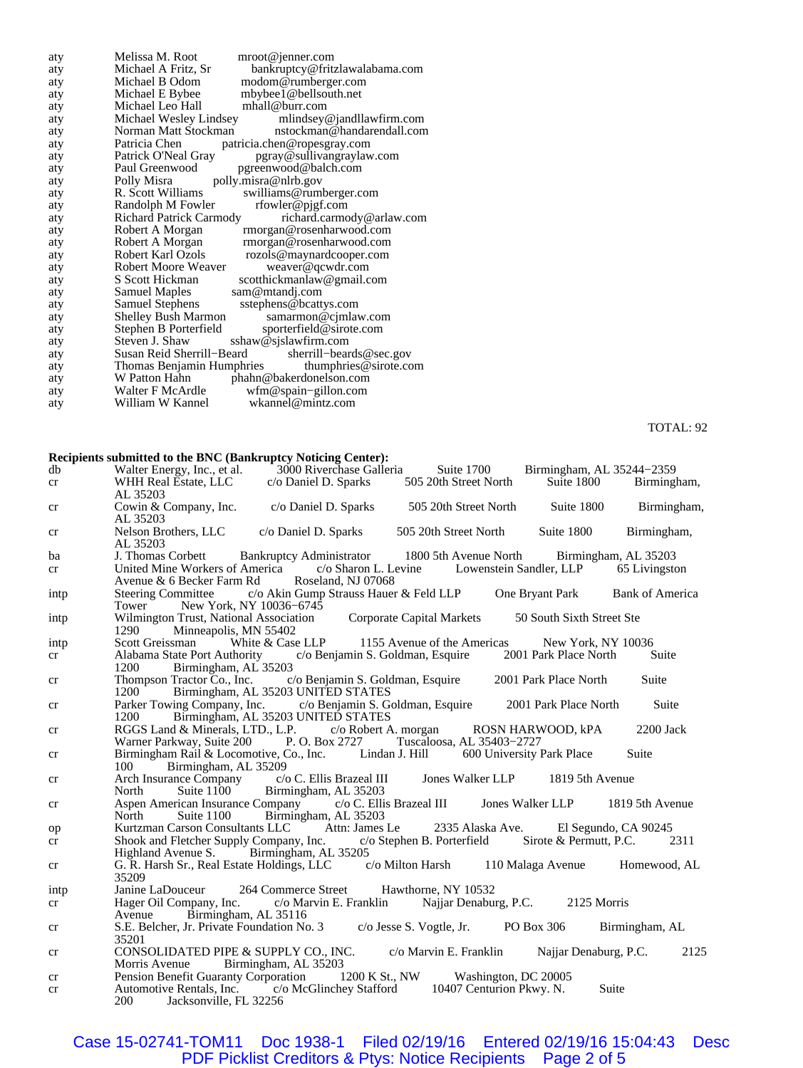| | | |
|---|---|---|
| aty | Melissa M. Root | mroot@jenner.com |
| aty | Michael A Fritz, Sr | bankruptcy@fritzlawalabama.com |
| aty | Michael B Odom | modom@rumberger.com |
| aty | Michael E Bybee | mbybee1@bellsouth.net |
| aty | Michael Leo Hall | mhall@burr.com |
| aty | Michael Wesley Lindsey | mlindsey@jandllawfirm.com |
| aty | Norman Matt Stockman | nstockman@handarendall.com |
| aty | Patricia Chen | patricia.chen@ropesgray.com |
| aty | Patrick O'Neal Gray | pgray@sullivangraylaw.com |
| aty | Paul Greenwood | pgreenwood@balch.com |
| aty | Polly Misra | polly.misra@nlrb.gov |
| aty | R. Scott Williams | swilliams@rumberger.com |
| aty | Randolph M Fowler | rfowler@pjgf.com |
| aty | Richard Patrick Carmody | richard.carmody@arlaw.com |
| aty | Robert A Morgan | rmorgan@rosenharwood.com |
| aty | Robert A Morgan | rmorgan@rosenharwood.com |
| aty | Robert Karl Ozols | rozols@maynardcooper.com |
| aty | Robert Moore Weaver | weaver@qcwdr.com |
| aty | S Scott Hickman | scotthickmanlaw@gmail.com |
| aty | Samuel Maples | sam@mtandj.com |
| aty | Samuel Stephens | sstephens@bcattys.com |
| aty | Shelley Bush Marmon | samarmon@cjmlaw.com |
| aty | Stephen B Porterfield | sporterfield@sirote.com |
| aty | Steven J. Shaw | sshaw@sjslawfirm.com |
| aty | Susan Reid Sherrill−Beard | sherrill−beards@sec.gov |
| aty | Thomas Benjamin Humphries | thumphries@sirote.com |
| aty | W Patton Hahn | phahn@bakerdonelson.com |
| aty | Walter F McArdle | wfm@spain−gillon.com |
| aty | William W Kannel | wkannel@mintz.com |

TOTAL: 92

**Recipients submitted to the BNC (Bankruptcy Noticing Center):**

| | |
|---|---|
| db | Walter Energy, Inc., et al. 3000 Riverchase Galleria Suite 1700 Birmingham, AL 35244−2359 |
| cr | WHH Real Estate, LLC c/o Daniel D. Sparks 505 20th Street North Suite 1800 Birmingham, AL 35203 |
| cr | Cowin & Company, Inc. c/o Daniel D. Sparks 505 20th Street North Suite 1800 Birmingham, AL 35203 |
| cr | Nelson Brothers, LLC c/o Daniel D. Sparks 505 20th Street North Suite 1800 Birmingham, AL 35203 |
| ba | J. Thomas Corbett Bankruptcy Administrator 1800 5th Avenue North Birmingham, AL 35203 |
| cr | United Mine Workers of America c/o Sharon L. Levine Lowenstein Sandler, LLP 65 Livingston Avenue & 6 Becker Farm Rd Roseland, NJ 07068 |
| intp | Steering Committee c/o Akin Gump Strauss Hauer & Feld LLP One Bryant Park Bank of America Tower New York, NY 10036−6745 |
| intp | Wilmington Trust, National Association Corporate Capital Markets 50 South Sixth Street Ste 1290 Minneapolis, MN 55402 |
| intp | Scott Greissman White & Case LLP 1155 Avenue of the Americas New York, NY 10036 |
| cr | Alabama State Port Authority c/o Benjamin S. Goldman, Esquire 2001 Park Place North Suite 1200 Birmingham, AL 35203 |
| cr | Thompson Tractor Co., Inc. c/o Benjamin S. Goldman, Esquire 2001 Park Place North Suite 1200 Birmingham, AL 35203 UNITED STATES |
| cr | Parker Towing Company, Inc. c/o Benjamin S. Goldman, Esquire 2001 Park Place North Suite 1200 Birmingham, AL 35203 UNITED STATES |
| cr | RGGS Land & Minerals, LTD., L.P. c/o Robert A. morgan ROSN HARWOOD, kPA 2200 Jack Warner Parkway, Suite 200 P. O. Box 2727 Tuscaloosa, AL 35403−2727 |
| cr | Birmingham Rail & Locomotive, Co., Inc. Lindan J. Hill 600 University Park Place Suite 100 Birmingham, AL 35209 |
| cr | Arch Insurance Company c/o C. Ellis Brazeal III Jones Walker LLP 1819 5th Avenue North Suite 1100 Birmingham, AL 35203 |
| cr | Aspen American Insurance Company c/o C. Ellis Brazeal III Jones Walker LLP 1819 5th Avenue North Suite 1100 Birmingham, AL 35203 |
| op | Kurtzman Carson Consultants LLC Attn: James Le 2335 Alaska Ave. El Segundo, CA 90245 |
| cr | Shook and Fletcher Supply Company, Inc. c/o Stephen B. Porterfield Sirote & Permutt, P.C. 2311 Highland Avenue S. Birmingham, AL 35205 |
| cr | G. R. Harsh Sr., Real Estate Holdings, LLC c/o Milton Harsh 110 Malaga Avenue Homewood, AL 35209 |
| intp | Janine LaDouceur 264 Commerce Street Hawthorne, NY 10532 |
| cr | Hager Oil Company, Inc. c/o Marvin E. Franklin Najjar Denaburg, P.C. 2125 Morris Avenue Birmingham, AL 35116 |
| cr | S.E. Belcher, Jr. Private Foundation No. 3 c/o Jesse S. Vogtle, Jr. PO Box 306 Birmingham, AL 35201 |
| cr | CONSOLIDATED PIPE & SUPPLY CO., INC. c/o Marvin E. Franklin Najjar Denaburg, P.C. 2125 Morris Avenue Birmingham, AL 35203 |
| cr | Pension Benefit Guaranty Corporation 1200 K St., NW Washington, DC 20005 |
| cr | Automotive Rentals, Inc. c/o McGlinchey Stafford 10407 Centurion Pkwy. N. Suite 200 Jacksonville, FL 32256 |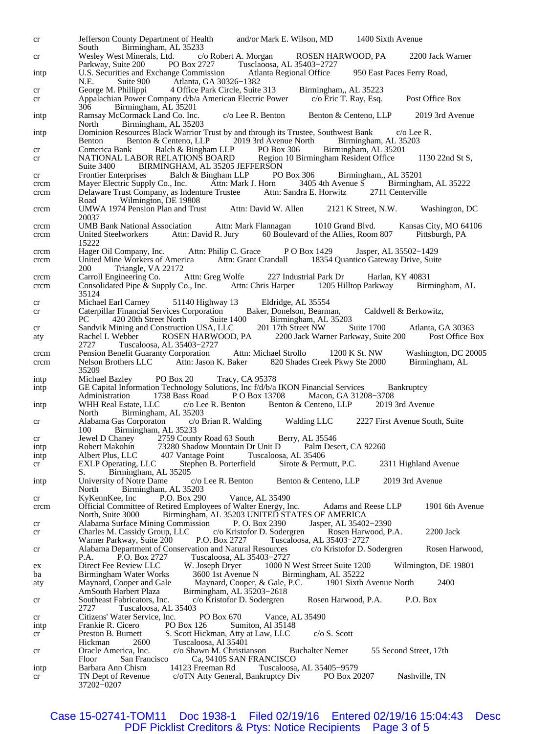| | |
|---|---|
| cr | Jefferson County Department of Health and/or Mark E. Wilson, MD 1400 Sixth Avenue South Birmingham, AL 35233 |
| cr | Wesley West Minerals, Ltd. c/o Robert A. Morgan ROSEN HARWOOD, PA 2200 Jack Warner Parkway, Suite 200 PO Box 2727 Tuscaloosa, AL 35403−2727 |
| intp | U.S. Securities and Exchange Commission Atlanta Regional Office 950 East Paces Ferry Road, N.E. Suite 900 Atlanta, GA 30326−1382 |
| cr | George M. Phillippi 4 Office Park Circle, Suite 313 Birmingham,, AL 35223 |
| cr | Appalachian Power Company d/b/a American Electric Power c/o Eric T. Ray, Esq. Post Office Box 306 Birmingham, AL 35201 |
| intp | Ramsay McCormack Land Co. Inc. c/o Lee R. Benton Benton & Centeno, LLP 2019 3rd Avenue North Birmingham, AL 35203 |
| intp | Dominion Resources Black Warrior Trust by and through its Trustee, Southwest Bank c/o Lee R. Benton Benton & Centeno, LLP 2019 3rd Avenue North Birmingham, AL 35203 |
| cr | Comerica Bank Balch & Bingham LLP PO Box 306 Birmingham, AL 35201 |
| cr | NATIONAL LABOR RELATIONS BOARD Region 10 Birmingham Resident Office 1130 22nd St S, Suite 3400 BIRMINGHAM, AL 35205 JEFFERSON |
| cr | Frontier Enterprises Balch & Bingham LLP PO Box 306 Birmingham,, AL 35201 |
| crcm | Mayer Electric Supply Co., Inc. Attn: Mark J. Horn 3405 4th Avenue S Birmingham, AL 35222 |
| crcm | Delaware Trust Company, as Indenture Trustee Attn: Sandra E. Horwitz 2711 Centerville Road Wilmington, DE 19808 |
| crcm | UMWA 1974 Pension Plan and Trust Attn: David W. Allen 2121 K Street, N.W. Washington, DC 20037 |
| crcm | UMB Bank National Association Attn: Mark Flannagan 1010 Grand Blvd. Kansas City, MO 64106 |
| crcm | United Steelworkers Attn: David R. Jury 60 Boulevard of the Allies, Room 807 Pittsburgh, PA 15222 |
| crcm | Hager Oil Company, Inc. Attn: Philip C. Grace P O Box 1429 Jasper, AL 35502−1429 |
| crcm | United Mine Workers of America Attn: Grant Crandall 18354 Quantico Gateway Drive, Suite 200 Triangle, VA 22172 |
| crcm | Carroll Engineering Co. Attn: Greg Wolfe 227 Industrial Park Dr Harlan, KY 40831 |
| crcm | Consolidated Pipe & Supply Co., Inc. Attn: Chris Harper 1205 Hilltop Parkway Birmingham, AL 35124 |
| cr | Michael Earl Carney 51140 Highway 13 Eldridge, AL 35554 |
| cr | Caterpillar Financial Services Corporation Baker, Donelson, Bearman, Caldwell & Berkowitz, PC 420 20th Street North Suite 1400 Birmingham, AL 35203 |
| cr | Sandvik Mining and Construction USA, LLC 201 17th Street NW Suite 1700 Atlanta, GA 30363 |
| aty | Rachel L Webber ROSEN HARWOOD, PA 2200 Jack Warner Parkway, Suite 200 Post Office Box 2727 Tuscaloosa, AL 35403−2727 |
| crcm | Pension Benefit Guaranty Corporation Attn: Michael Strollo 1200 K St. NW Washington, DC 20005 |
| crcm | Nelson Brothers LLC Attn: Jason K. Baker 820 Shades Creek Pkwy Ste 2000 Birmingham, AL 35209 |
| intp | Michael Bazley PO Box 20 Tracy, CA 95378 |
| intp | GE Capital Information Technology Solutions, Inc f/d/b/a IKON Financial Services Bankruptcy Administration 1738 Bass Road P O Box 13708 Macon, GA 31208−3708 |
| intp | WHH Real Estate, LLC c/o Lee R. Benton Benton & Centeno, LLP 2019 3rd Avenue North Birmingham, AL 35203 |
| cr | Alabama Gas Corporaton c/o Brian R. Walding Walding LLC 2227 First Avenue South, Suite 100 Birmingham, AL 35233 |
| cr | Jewel D Chaney 2759 County Road 63 South Berry, AL 35546 |
| intp | Robert Makohin 73280 Shadow Mountain Dr Unit D Palm Desert, CA 92260 |
| intp | Albert Plus, LLC 407 Vantage Point Tuscaloosa, AL 35406 |
| cr | EXLP Operating, LLC Stephen B. Porterfield Sirote & Permutt, P.C. 2311 Highland Avenue S. Birmingham, AL 35205 |
| intp | University of Notre Dame c/o Lee R. Benton Benton & Centeno, LLP 2019 3rd Avenue North Birmingham, AL 35203 |
| cr | KyKennKee, Inc P.O. Box 290 Vance, AL 35490 |
| crcm | Official Committee of Retired Employees of Walter Energy, Inc. Adams and Reese LLP 1901 6th Avenue North, Suite 3000 Birmingham, AL 35203 UNITED STATES OF AMERICA |
| cr | Alabama Surface Mining Commission P. O. Box 2390 Jasper, AL 35402−2390 |
| cr | Charles M. Cassidy Group, LLC c/o Kristofor D. Sodergren Rosen Harwood, P.A. 2200 Jack Warner Parkway, Suite 200 P.O. Box 2727 Tuscaloosa, AL 35403−2727 |
| cr | Alabama Department of Conservation and Natural Resources c/o Kristofor D. Sodergren Rosen Harwood, P.A. P.O. Box 2727 Tuscaloosa, AL 35403−2727 |
| ex | Direct Fee Review LLC W. Joseph Dryer 1000 N West Street Suite 1200 Wilmington, DE 19801 |
| ba | Birmingham Water Works 3600 1st Avenue N Birmingham, AL 35222 |
| aty | Maynard, Cooper and Gale Maynard, Cooper, & Gale, P.C. 1901 Sixth Avenue North 2400 AmSouth Harbert Plaza Birmingham, AL 35203−2618 |
| cr | Southeast Fabricators, Inc. c/o Kristofor D. Sodergren Rosen Harwood, P.A. P.O. Box 2727 Tuscaloosa, AL 35403 |
| cr | Citizens' Water Service, Inc. PO Box 670 Vance, AL 35490 |
| intp | Frankie R. Cicero PO Box 126 Sumiton, Al 35148 |
| cr | Preston B. Burnett S. Scott Hickman, Atty at Law, LLC c/o S. Scott Hickman 2600 Tuscaloosa, Al 35401 |
| cr | Oracle America, Inc. c/o Shawn M. Christianson Buchalter Nemer 55 Second Street, 17th Floor San Francisco Ca, 94105 SAN FRANCISCO |
| intp | Barbara Ann Chism 14123 Freeman Rd Tuscaloosa, AL 35405−9579 |
| cr | TN Dept of Revenue c/oTN Atty General, Bankruptcy Div PO Box 20207 Nashville, TN 37202−0207 |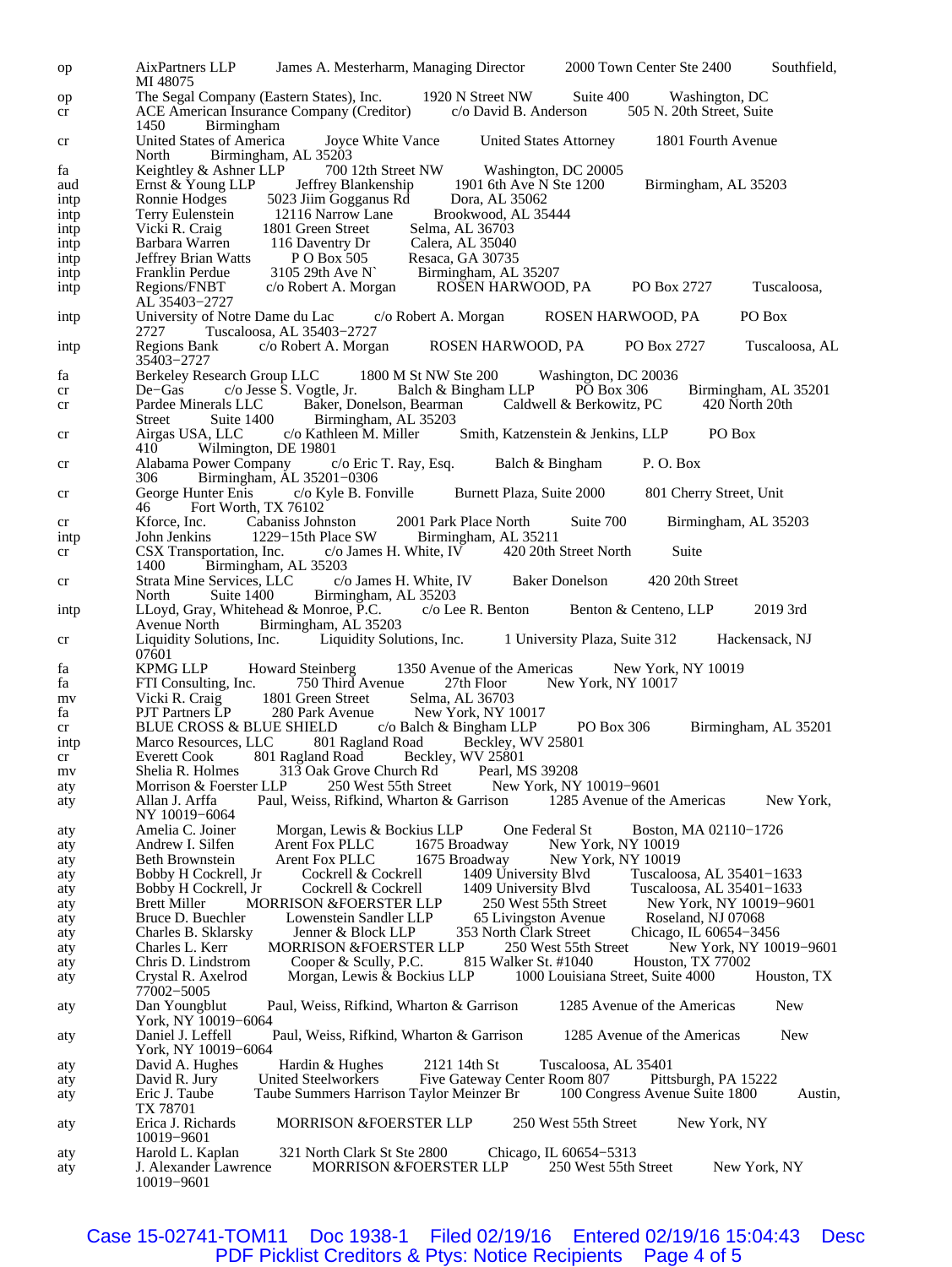| | | | | | |
|---|---|---|---|---|---|
| op | AixPartners LLP | James A. Mesterharm, Managing Director | 2000 Town Center Ste 2400 | Southfield, MI 48075 | |
| op | The Segal Company (Eastern States), Inc. | 1920 N Street NW | Suite 400 | Washington, DC | |
| cr | ACE American Insurance Company (Creditor) | c/o David B. Anderson | 505 N. 20th Street, Suite 1450 | Birmingham | |
| cr | United States of America | Joyce White Vance | United States Attorney | 1801 Fourth Avenue North | Birmingham, AL 35203 |
| fa | Keightley & Ashner LLP | 700 12th Street NW | Washington, DC 20005 | | |
| aud | Ernst & Young LLP | Jeffrey Blankenship | 1901 6th Ave N Ste 1200 | Birmingham, AL 35203 | |
| intp | Ronnie Hodges | 5023 Jiim Gogganus Rd | Dora, AL 35062 | | |
| intp | Terry Eulenstein | 12116 Narrow Lane | Brookwood, AL 35444 | | |
| intp | Vicki R. Craig | 1801 Green Street | Selma, AL 36703 | | |
| intp | Barbara Warren | 116 Daventry Dr | Calera, AL 35040 | | |
| intp | Jeffrey Brian Watts | P O Box 505 | Resaca, GA 30735 | | |
| intp | Franklin Perdue | 3105 29th Ave N` | Birmingham, AL 35207 | | |
| intp | Regions/FNBT | c/o Robert A. Morgan | ROSEN HARWOOD, PA | PO Box 2727 | Tuscaloosa, AL 35403−2727 |
| intp | University of Notre Dame du Lac | c/o Robert A. Morgan | ROSEN HARWOOD, PA | PO Box 2727 | Tuscaloosa, AL 35403−2727 |
| intp | Regions Bank | c/o Robert A. Morgan | ROSEN HARWOOD, PA | PO Box 2727 | Tuscaloosa, AL 35403−2727 |
| fa | Berkeley Research Group LLC | 1800 M St NW Ste 200 | Washington, DC 20036 | | |
| cr | De−Gas | c/o Jesse S. Vogtle, Jr. | Balch & Bingham LLP | PO Box 306 | Birmingham, AL 35201 |
| cr | Pardee Minerals LLC | Baker, Donelson, Bearman | Caldwell & Berkowitz, PC | 420 North 20th Street | Suite 1400 Birmingham, AL 35203 |
| cr | Airgas USA, LLC | c/o Kathleen M. Miller | Smith, Katzenstein & Jenkins, LLP | PO Box 410 | Wilmington, DE 19801 |
| cr | Alabama Power Company | c/o Eric T. Ray, Esq. | Balch & Bingham | P. O. Box 306 | Birmingham, AL 35201−0306 |
| cr | George Hunter Enis | c/o Kyle B. Fonville | Burnett Plaza, Suite 2000 | 801 Cherry Street, Unit 46 | Fort Worth, TX 76102 |
| cr | Kforce, Inc. | Cabaniss Johnston | 2001 Park Place North | Suite 700 | Birmingham, AL 35203 |
| intp | John Jenkins | 1229−15th Place SW | Birmingham, AL 35211 | | |
| cr | CSX Transportation, Inc. | c/o James H. White, IV | 420 20th Street North | Suite 1400 | Birmingham, AL 35203 |
| cr | Strata Mine Services, LLC | c/o James H. White, IV | Baker Donelson | 420 20th Street North | Suite 1400 Birmingham, AL 35203 |
| intp | LLoyd, Gray, Whitehead & Monroe, P.C. | c/o Lee R. Benton | Benton & Centeno, LLP | 2019 3rd Avenue North | Birmingham, AL 35203 |
| cr | Liquidity Solutions, Inc. | Liquidity Solutions, Inc. | 1 University Plaza, Suite 312 | Hackensack, NJ 07601 | |
| fa | KPMG LLP | Howard Steinberg | 1350 Avenue of the Americas | New York, NY 10019 | |
| fa | FTI Consulting, Inc. | 750 Third Avenue | 27th Floor | New York, NY 10017 | |
| mv | Vicki R. Craig | 1801 Green Street | Selma, AL 36703 | | |
| fa | PJT Partners LP | 280 Park Avenue | New York, NY 10017 | | |
| cr | BLUE CROSS & BLUE SHIELD | c/o Balch & Bingham LLP | PO Box 306 | Birmingham, AL 35201 | |
| intp | Marco Resources, LLC | 801 Ragland Road | Beckley, WV 25801 | | |
| cr | Everett Cook | 801 Ragland Road | Beckley, WV 25801 | | |
| mv | Shelia R. Holmes | 313 Oak Grove Church Rd | Pearl, MS 39208 | | |
| aty | Morrison & Foerster LLP | 250 West 55th Street | New York, NY 10019−9601 | | |
| aty | Allan J. Arffa | Paul, Weiss, Rifkind, Wharton & Garrison | 1285 Avenue of the Americas | New York, NY 10019−6064 | |
| aty | Amelia C. Joiner | Morgan, Lewis & Bockius LLP | One Federal St | Boston, MA 02110−1726 | |
| aty | Andrew I. Silfen | Arent Fox PLLC | 1675 Broadway | New York, NY 10019 | |
| aty | Beth Brownstein | Arent Fox PLLC | 1675 Broadway | New York, NY 10019 | |
| aty | Bobby H Cockrell, Jr | Cockrell & Cockrell | 1409 University Blvd | Tuscaloosa, AL 35401−1633 | |
| aty | Bobby H Cockrell, Jr | Cockrell & Cockrell | 1409 University Blvd | Tuscaloosa, AL 35401−1633 | |
| aty | Brett Miller | MORRISON &FOERSTER LLP | 250 West 55th Street | New York, NY 10019−9601 | |
| aty | Bruce D. Buechler | Lowenstein Sandler LLP | 65 Livingston Avenue | Roseland, NJ 07068 | |
| aty | Charles B. Sklarsky | Jenner & Block LLP | 353 North Clark Street | Chicago, IL 60654−3456 | |
| aty | Charles L. Kerr | MORRISON &FOERSTER LLP | 250 West 55th Street | New York, NY 10019−9601 | |
| aty | Chris D. Lindstrom | Cooper & Scully, P.C. | 815 Walker St. #1040 | Houston, TX 77002 | |
| aty | Crystal R. Axelrod | Morgan, Lewis & Bockius LLP | 1000 Louisiana Street, Suite 4000 | Houston, TX 77002−5005 | |
| aty | Dan Youngblut | Paul, Weiss, Rifkind, Wharton & Garrison | 1285 Avenue of the Americas | New York, NY 10019−6064 | |
| aty | Daniel J. Leffell | Paul, Weiss, Rifkind, Wharton & Garrison | 1285 Avenue of the Americas | New York, NY 10019−6064 | |
| aty | David A. Hughes | Hardin & Hughes | 2121 14th St | Tuscaloosa, AL 35401 | |
| aty | David R. Jury | United Steelworkers | Five Gateway Center Room 807 | Pittsburgh, PA 15222 | |
| aty | Eric J. Taube | Taube Summers Harrison Taylor Meinzer Br | 100 Congress Avenue Suite 1800 | Austin, TX 78701 | |
| aty | Erica J. Richards | MORRISON &FOERSTER LLP | 250 West 55th Street | New York, NY 10019−9601 | |
| aty | Harold L. Kaplan | 321 North Clark St Ste 2800 | Chicago, IL 60654−5313 | | |
| aty | J. Alexander Lawrence | MORRISON &FOERSTER LLP | 250 West 55th Street | New York, NY 10019−9601 | |

Case 15-02741-TOM11 Doc 1938-1 Filed 02/19/16 Entered 02/19/16 15:04:43 Desc PDF Picklist Creditors & Ptys: Notice Recipients Page 4 of 5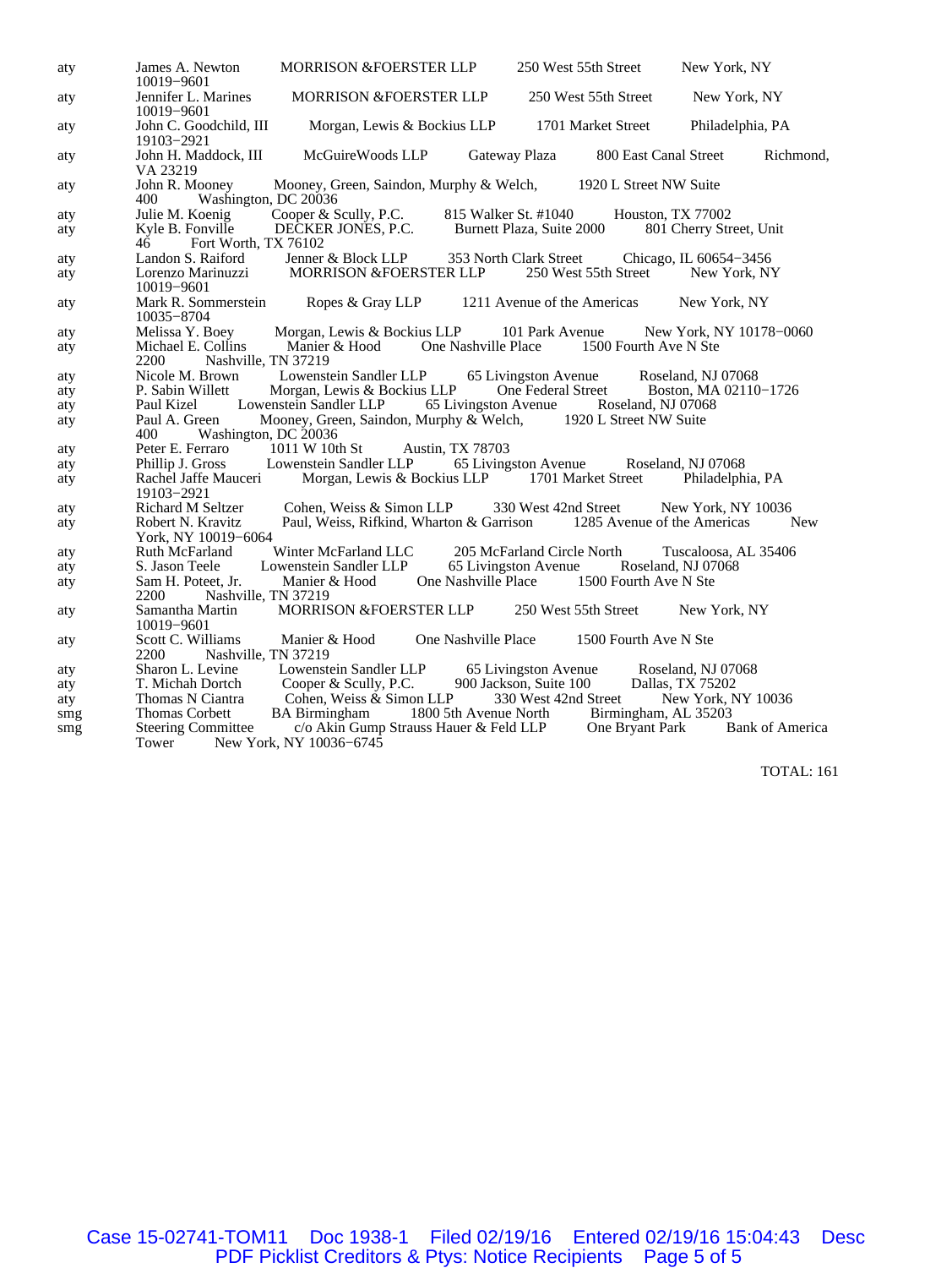| | | |
|---|---|---|
| aty | James A. Newton | MORRISON &FOERSTER LLP 250 West 55th Street New York, NY 10019−9601 |
| aty | Jennifer L. Marines | MORRISON &FOERSTER LLP 250 West 55th Street New York, NY 10019−9601 |
| aty | John C. Goodchild, III | Morgan, Lewis & Bockius LLP 1701 Market Street Philadelphia, PA 19103−2921 |
| aty | John H. Maddock, III | McGuireWoods LLP Gateway Plaza 800 East Canal Street Richmond, VA 23219 |
| aty | John R. Mooney | Mooney, Green, Saindon, Murphy & Welch, 1920 L Street NW Suite 400 Washington, DC 20036 |
| aty | Julie M. Koenig | Cooper & Scully, P.C. 815 Walker St. #1040 Houston, TX 77002 |
| aty | Kyle B. Fonville | DECKER JONES, P.C. Burnett Plaza, Suite 2000 801 Cherry Street, Unit 46 Fort Worth, TX 76102 |
| aty | Landon S. Raiford | Jenner & Block LLP 353 North Clark Street Chicago, IL 60654−3456 |
| aty | Lorenzo Marinuzzi | MORRISON &FOERSTER LLP 250 West 55th Street New York, NY 10019−9601 |
| aty | Mark R. Sommerstein | Ropes & Gray LLP 1211 Avenue of the Americas New York, NY 10035−8704 |
| aty | Melissa Y. Boey | Morgan, Lewis & Bockius LLP 101 Park Avenue New York, NY 10178−0060 |
| aty | Michael E. Collins | Manier & Hood One Nashville Place 1500 Fourth Ave N Ste 2200 Nashville, TN 37219 |
| aty | Nicole M. Brown | Lowenstein Sandler LLP 65 Livingston Avenue Roseland, NJ 07068 |
| aty | P. Sabin Willett | Morgan, Lewis & Bockius LLP One Federal Street Boston, MA 02110−1726 |
| aty | Paul Kizel | Lowenstein Sandler LLP 65 Livingston Avenue Roseland, NJ 07068 |
| aty | Paul A. Green | Mooney, Green, Saindon, Murphy & Welch, 1920 L Street NW Suite 400 Washington, DC 20036 |
| aty | Peter E. Ferraro | 1011 W 10th St Austin, TX 78703 |
| aty | Phillip J. Gross | Lowenstein Sandler LLP 65 Livingston Avenue Roseland, NJ 07068 |
| aty | Rachel Jaffe Mauceri | Morgan, Lewis & Bockius LLP 1701 Market Street Philadelphia, PA 19103−2921 |
| aty | Richard M Seltzer | Cohen, Weiss & Simon LLP 330 West 42nd Street New York, NY 10036 |
| aty | Robert N. Kravitz | Paul, Weiss, Rifkind, Wharton & Garrison 1285 Avenue of the Americas New York, NY 10019−6064 |
| aty | Ruth McFarland | Winter McFarland LLC 205 McFarland Circle North Tuscaloosa, AL 35406 |
| aty | S. Jason Teele | Lowenstein Sandler LLP 65 Livingston Avenue Roseland, NJ 07068 |
| aty | Sam H. Poteet, Jr. | Manier & Hood One Nashville Place 1500 Fourth Ave N Ste 2200 Nashville, TN 37219 |
| aty | Samantha Martin | MORRISON &FOERSTER LLP 250 West 55th Street New York, NY 10019−9601 |
| aty | Scott C. Williams | Manier & Hood One Nashville Place 1500 Fourth Ave N Ste 2200 Nashville, TN 37219 |
| aty | Sharon L. Levine | Lowenstein Sandler LLP 65 Livingston Avenue Roseland, NJ 07068 |
| aty | T. Michah Dortch | Cooper & Scully, P.C. 900 Jackson, Suite 100 Dallas, TX 75202 |
| aty | Thomas N Ciantra | Cohen, Weiss & Simon LLP 330 West 42nd Street New York, NY 10036 |
| smg | Thomas Corbett | BA Birmingham 1800 5th Avenue North Birmingham, AL 35203 |
| smg | Steering Committee | c/o Akin Gump Strauss Hauer & Feld LLP One Bryant Park Bank of America Tower New York, NY 10036−6745 |

TOTAL: 161